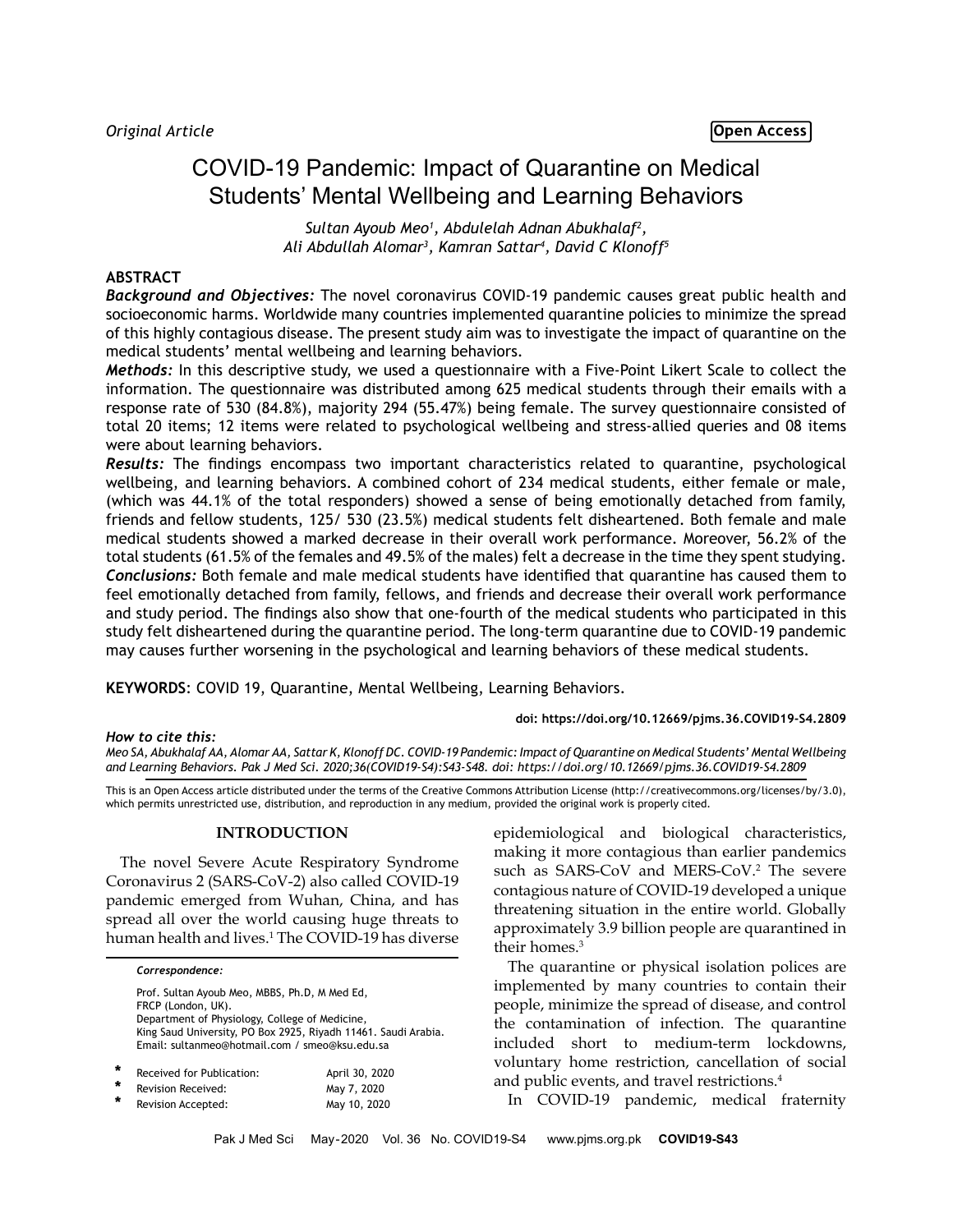*Original Article*

**Open Access**

# COVID-19 Pandemic: Impact of Quarantine on Medical Students' Mental Wellbeing and Learning Behaviors

*Sultan Ayoub Meo[1], Abdulelah Adnan Abukhalaf[2], Ali Abdullah Alomar[3], Kamran Sattar[4], David C Klonoff[5]*

## ABSTRACT

***Background and Objectives:*** The novel coronavirus COVID-19 pandemic causes great public health and socioeconomic harms. Worldwide many countries implemented quarantine policies to minimize the spread of this highly contagious disease. The present study aim was to investigate the impact of quarantine on the medical students' mental wellbeing and learning behaviors.

***Methods:*** In this descriptive study, we used a questionnaire with a Five-Point Likert Scale to collect the information. The questionnaire was distributed among 625 medical students through their emails with a response rate of 530 (84.8%), majority 294 (55.47%) being female. The survey questionnaire consisted of total 20 items; 12 items were related to psychological wellbeing and stress-allied queries and 08 items were about learning behaviors.

***Results:*** The findings encompass two important characteristics related to quarantine, psychological wellbeing, and learning behaviors. A combined cohort of 234 medical students, either female or male, (which was 44.1% of the total responders) showed a sense of being emotionally detached from family, friends and fellow students, 125/ 530 (23.5%) medical students felt disheartened. Both female and male medical students showed a marked decrease in their overall work performance. Moreover, 56.2% of the total students (61.5% of the females and 49.5% of the males) felt a decrease in the time they spent studying.

***Conclusions:*** Both female and male medical students have identified that quarantine has caused them to feel emotionally detached from family, fellows, and friends and decrease their overall work performance and study period. The findings also show that one-fourth of the medical students who participated in this study felt disheartened during the quarantine period. The long-term quarantine due to COVID-19 pandemic may causes further worsening in the psychological and learning behaviors of these medical students.

**KEYWORDS**: COVID 19, Quarantine, Mental Wellbeing, Learning Behaviors.

**doi: https://doi.org/10.12669/pjms.36.COVID19-S4.2809**

***How to cite this:***
*Meo SA, Abukhalaf AA, Alomar AA, Sattar K, Klonoff DC. COVID-19 Pandemic: Impact of Quarantine on Medical Students' Mental Wellbeing and Learning Behaviors. Pak J Med Sci. 2020;36(COVID19-S4):S43-S48. doi: https://doi.org/10.12669/pjms.36.COVID19-S4.2809*

This is an Open Access article distributed under the terms of the Creative Commons Attribution License (http://creativecommons.org/licenses/by/3.0), which permits unrestricted use, distribution, and reproduction in any medium, provided the original work is properly cited.

## INTRODUCTION

The novel Severe Acute Respiratory Syndrome Coronavirus 2 (SARS-CoV-2) also called COVID-19 pandemic emerged from Wuhan, China, and has spread all over the world causing huge threats to human health and lives.[1] The COVID-19 has diverse epidemiological and biological characteristics, making it more contagious than earlier pandemics such as SARS-CoV and MERS-CoV.[2] The severe contagious nature of COVID-19 developed a unique threatening situation in the entire world. Globally approximately 3.9 billion people are quarantined in their homes.[3]

The quarantine or physical isolation polices are implemented by many countries to contain their people, minimize the spread of disease, and control the contamination of infection. The quarantine included short to medium-term lockdowns, voluntary home restriction, cancellation of social and public events, and travel restrictions.[4]

In COVID-19 pandemic, medical fraternity

*Correspondence:*

Prof. Sultan Ayoub Meo, MBBS, Ph.D, M Med Ed, FRCP (London, UK).
Department of Physiology, College of Medicine, King Saud University, PO Box 2925, Riyadh 11461. Saudi Arabia.
Email: sultanmeo@hotmail.com / smeo@ksu.edu.sa

| | | |
|---|---|---|
| * | Received for Publication: | April 30, 2020 |
| * | Revision Received: | May 7, 2020 |
| * | Revision Accepted: | May 10, 2020 |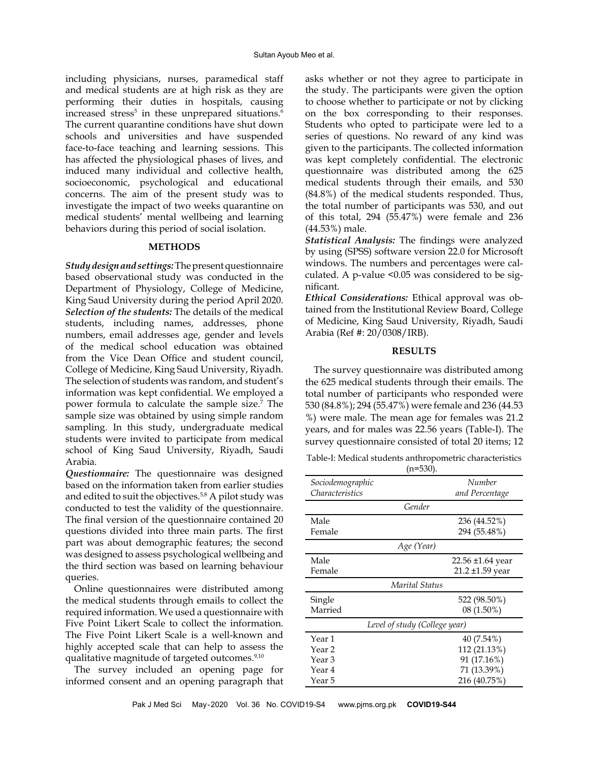including physicians, nurses, paramedical staff and medical students are at high risk as they are performing their duties in hospitals, causing increased stress[5] in these unprepared situations.[6] The current quarantine conditions have shut down schools and universities and have suspended face-to-face teaching and learning sessions. This has affected the physiological phases of lives, and induced many individual and collective health, socioeconomic, psychological and educational concerns. The aim of the present study was to investigate the impact of two weeks quarantine on medical students' mental wellbeing and learning behaviors during this period of social isolation.

## METHODS

***Study design and settings:*** The present questionnaire based observational study was conducted in the Department of Physiology, College of Medicine, King Saud University during the period April 2020.

***Selection of the students:*** The details of the medical students, including names, addresses, phone numbers, email addresses age, gender and levels of the medical school education was obtained from the Vice Dean Office and student council, College of Medicine, King Saud University, Riyadh. The selection of students was random, and student's information was kept confidential. We employed a power formula to calculate the sample size.[7] The sample size was obtained by using simple random sampling. In this study, undergraduate medical students were invited to participate from medical school of King Saud University, Riyadh, Saudi Arabia.

***Questionnaire:*** The questionnaire was designed based on the information taken from earlier studies and edited to suit the objectives.[5,8] A pilot study was conducted to test the validity of the questionnaire. The final version of the questionnaire contained 20 questions divided into three main parts. The first part was about demographic features; the second was designed to assess psychological wellbeing and the third section was based on learning behaviour queries.

Online questionnaires were distributed among the medical students through emails to collect the required information. We used a questionnaire with Five Point Likert Scale to collect the information. The Five Point Likert Scale is a well-known and highly accepted scale that can help to assess the qualitative magnitude of targeted outcomes.[9,10]

The survey included an opening page for informed consent and an opening paragraph that asks whether or not they agree to participate in the study. The participants were given the option to choose whether to participate or not by clicking on the box corresponding to their responses. Students who opted to participate were led to a series of questions. No reward of any kind was given to the participants. The collected information was kept completely confidential. The electronic questionnaire was distributed among the 625 medical students through their emails, and 530 (84.8%) of the medical students responded. Thus, the total number of participants was 530, and out of this total, 294 (55.47%) were female and 236 (44.53%) male.

***Statistical Analysis:*** The findings were analyzed by using (SPSS) software version 22.0 for Microsoft windows. The numbers and percentages were calculated. A p-value <0.05 was considered to be significant.

***Ethical Considerations:*** Ethical approval was obtained from the Institutional Review Board, College of Medicine, King Saud University, Riyadh, Saudi Arabia (Ref #: 20/0308/IRB).

## RESULTS

The survey questionnaire was distributed among the 625 medical students through their emails. The total number of participants who responded were 530 (84.8%); 294 (55.47%) were female and 236 (44.53 %) were male. The mean age for females was 21.2 years, and for males was 22.56 years (Table-I). The survey questionnaire consisted of total 20 items; 12

Table-I: Medical students anthropometric characteristics (n=530).

| *Sociodemographic Characteristics* | *Number and Percentage* |
|---|---|
| *Gender* | |
| Male | 236 (44.52%) |
| Female | 294 (55.48%) |
| *Age (Year)* | |
| Male | 22.56 ±1.64 year |
| Female | 21.2 ±1.59 year |
| *Marital Status* | |
| Single | 522 (98.50%) |
| Married | 08 (1.50%) |
| *Level of study (College year)* | |
| Year 1 | 40 (7.54%) |
| Year 2 | 112 (21.13%) |
| Year 3 | 91 (17.16%) |
| Year 4 | 71 (13.39%) |
| Year 5 | 216 (40.75%) |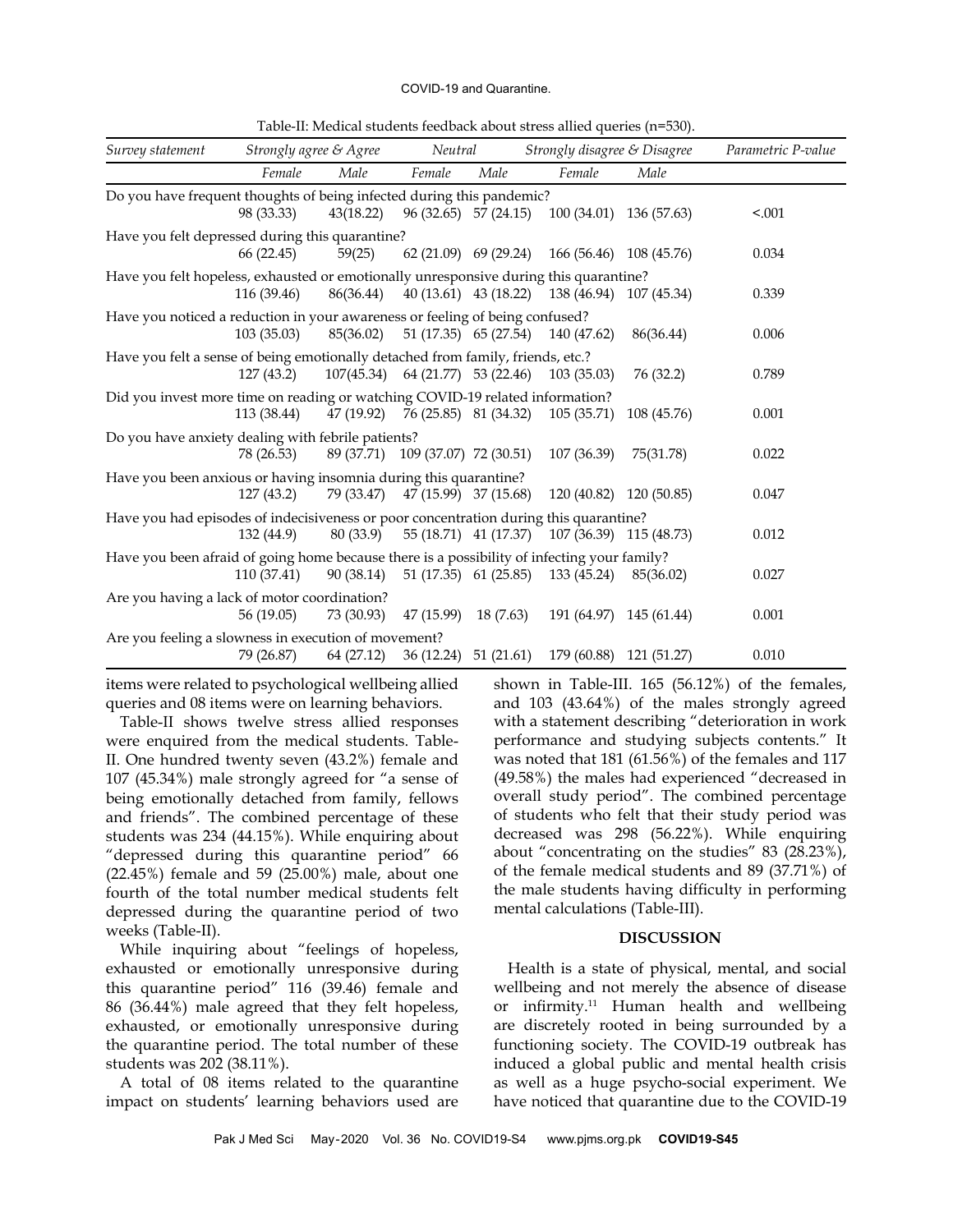Table-II: Medical students feedback about stress allied queries (n=530).

| *Survey statement* | *Strongly agree & Agree* | | *Neutral* | | *Strongly disagree & Disagree* | | *Parametric P-value* |
|---|---|---|---|---|---|---|---|
| | *Female* | *Male* | *Female* | *Male* | *Female* | *Male* | |
| Do you have frequent thoughts of being infected during this pandemic? | 98 (33.33) | 43(18.22) | 96 (32.65) | 57 (24.15) | 100 (34.01) | 136 (57.63) | <.001 |
| Have you felt depressed during this quarantine? | 66 (22.45) | 59(25) | 62 (21.09) | 69 (29.24) | 166 (56.46) | 108 (45.76) | 0.034 |
| Have you felt hopeless, exhausted or emotionally unresponsive during this quarantine? | 116 (39.46) | 86(36.44) | 40 (13.61) | 43 (18.22) | 138 (46.94) | 107 (45.34) | 0.339 |
| Have you noticed a reduction in your awareness or feeling of being confused? | 103 (35.03) | 85(36.02) | 51 (17.35) | 65 (27.54) | 140 (47.62) | 86(36.44) | 0.006 |
| Have you felt a sense of being emotionally detached from family, friends, etc.? | 127 (43.2) | 107(45.34) | 64 (21.77) | 53 (22.46) | 103 (35.03) | 76 (32.2) | 0.789 |
| Did you invest more time on reading or watching COVID-19 related information? | 113 (38.44) | 47 (19.92) | 76 (25.85) | 81 (34.32) | 105 (35.71) | 108 (45.76) | 0.001 |
| Do you have anxiety dealing with febrile patients? | 78 (26.53) | 89 (37.71) | 109 (37.07) | 72 (30.51) | 107 (36.39) | 75(31.78) | 0.022 |
| Have you been anxious or having insomnia during this quarantine? | 127 (43.2) | 79 (33.47) | 47 (15.99) | 37 (15.68) | 120 (40.82) | 120 (50.85) | 0.047 |
| Have you had episodes of indecisiveness or poor concentration during this quarantine? | 132 (44.9) | 80 (33.9) | 55 (18.71) | 41 (17.37) | 107 (36.39) | 115 (48.73) | 0.012 |
| Have you been afraid of going home because there is a possibility of infecting your family? | 110 (37.41) | 90 (38.14) | 51 (17.35) | 61 (25.85) | 133 (45.24) | 85(36.02) | 0.027 |
| Are you having a lack of motor coordination? | 56 (19.05) | 73 (30.93) | 47 (15.99) | 18 (7.63) | 191 (64.97) | 145 (61.44) | 0.001 |
| Are you feeling a slowness in execution of movement? | 79 (26.87) | 64 (27.12) | 36 (12.24) | 51 (21.61) | 179 (60.88) | 121 (51.27) | 0.010 |

items were related to psychological wellbeing allied queries and 08 items were on learning behaviors.

Table-II shows twelve stress allied responses were enquired from the medical students. Table-II. One hundred twenty seven (43.2%) female and 107 (45.34%) male strongly agreed for "a sense of being emotionally detached from family, fellows and friends". The combined percentage of these students was 234 (44.15%). While enquiring about "depressed during this quarantine period" 66 (22.45%) female and 59 (25.00%) male, about one fourth of the total number medical students felt depressed during the quarantine period of two weeks (Table-II).

While inquiring about "feelings of hopeless, exhausted or emotionally unresponsive during this quarantine period" 116 (39.46) female and 86 (36.44%) male agreed that they felt hopeless, exhausted, or emotionally unresponsive during the quarantine period. The total number of these students was 202 (38.11%).

A total of 08 items related to the quarantine impact on students' learning behaviors used are shown in Table-III. 165 (56.12%) of the females, and 103 (43.64%) of the males strongly agreed with a statement describing "deterioration in work performance and studying subjects contents." It was noted that 181 (61.56%) of the females and 117 (49.58%) the males had experienced "decreased in overall study period". The combined percentage of students who felt that their study period was decreased was 298 (56.22%). While enquiring about "concentrating on the studies" 83 (28.23%), of the female medical students and 89 (37.71%) of the male students having difficulty in performing mental calculations (Table-III).

## DISCUSSION

Health is a state of physical, mental, and social wellbeing and not merely the absence of disease or infirmity.[11] Human health and wellbeing are discretely rooted in being surrounded by a functioning society. The COVID-19 outbreak has induced a global public and mental health crisis as well as a huge psycho-social experiment. We have noticed that quarantine due to the COVID-19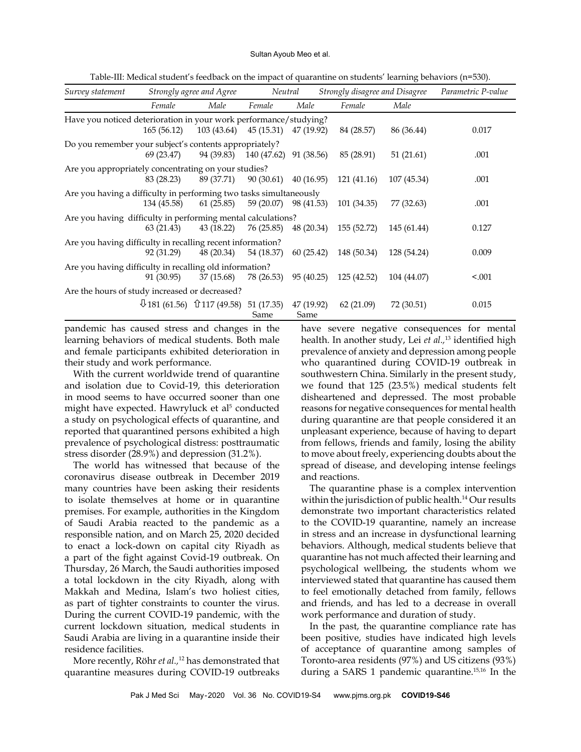Table-III: Medical student's feedback on the impact of quarantine on students' learning behaviors (n=530).

| Survey statement | Strongly agree and Agree | | Neutral | | Strongly disagree and Disagree | | Parametric P-value |
|---|---|---|---|---|---|---|---|
| | Female | Male | Female | Male | Female | Male | |
| Have you noticed deterioration in your work performance/studying? | 165 (56.12) | 103 (43.64) | 45 (15.31) | 47 (19.92) | 84 (28.57) | 86 (36.44) | 0.017 |
| Do you remember your subject's contents appropriately? | 69 (23.47) | 94 (39.83) | 140 (47.62) | 91 (38.56) | 85 (28.91) | 51 (21.61) | .001 |
| Are you appropriately concentrating on your studies? | 83 (28.23) | 89 (37.71) | 90 (30.61) | 40 (16.95) | 121 (41.16) | 107 (45.34) | .001 |
| Are you having a difficulty in performing two tasks simultaneously | 134 (45.58) | 61 (25.85) | 59 (20.07) | 98 (41.53) | 101 (34.35) | 77 (32.63) | .001 |
| Are you having difficulty in performing mental calculations? | 63 (21.43) | 43 (18.22) | 76 (25.85) | 48 (20.34) | 155 (52.72) | 145 (61.44) | 0.127 |
| Are you having difficulty in recalling recent information? | 92 (31.29) | 48 (20.34) | 54 (18.37) | 60 (25.42) | 148 (50.34) | 128 (54.24) | 0.009 |
| Are you having difficulty in recalling old information? | 91 (30.95) | 37 (15.68) | 78 (26.53) | 95 (40.25) | 125 (42.52) | 104 (44.07) | <.001 |
| Are the hours of study increased or decreased? | ⇩181 (61.56) | ⇧117 (49.58) | 51 (17.35) Same | 47 (19.92) Same | 62 (21.09) | 72 (30.51) | 0.015 |

pandemic has caused stress and changes in the learning behaviors of medical students. Both male and female participants exhibited deterioration in their study and work performance.

With the current worldwide trend of quarantine and isolation due to Covid-19, this deterioration in mood seems to have occurred sooner than one might have expected. Hawryluck et al[5] conducted a study on psychological effects of quarantine, and reported that quarantined persons exhibited a high prevalence of psychological distress: posttraumatic stress disorder (28.9%) and depression (31.2%).

The world has witnessed that because of the coronavirus disease outbreak in December 2019 many countries have been asking their residents to isolate themselves at home or in quarantine premises. For example, authorities in the Kingdom of Saudi Arabia reacted to the pandemic as a responsible nation, and on March 25, 2020 decided to enact a lock-down on capital city Riyadh as a part of the fight against Covid-19 outbreak. On Thursday, 26 March, the Saudi authorities imposed a total lockdown in the city Riyadh, along with Makkah and Medina, Islam's two holiest cities, as part of tighter constraints to counter the virus. During the current COVID-19 pandemic, with the current lockdown situation, medical students in Saudi Arabia are living in a quarantine inside their residence facilities.

More recently, Röhr *et al.*,[12] has demonstrated that quarantine measures during COVID-19 outbreaks have severe negative consequences for mental health. In another study, Lei *et al.*,[13] identified high prevalence of anxiety and depression among people who quarantined during COVID-19 outbreak in southwestern China. Similarly in the present study, we found that 125 (23.5%) medical students felt disheartened and depressed. The most probable reasons for negative consequences for mental health during quarantine are that people considered it an unpleasant experience, because of having to depart from fellows, friends and family, losing the ability to move about freely, experiencing doubts about the spread of disease, and developing intense feelings and reactions.

The quarantine phase is a complex intervention within the jurisdiction of public health.[14] Our results demonstrate two important characteristics related to the COVID-19 quarantine, namely an increase in stress and an increase in dysfunctional learning behaviors. Although, medical students believe that quarantine has not much affected their learning and psychological wellbeing, the students whom we interviewed stated that quarantine has caused them to feel emotionally detached from family, fellows and friends, and has led to a decrease in overall work performance and duration of study.

In the past, the quarantine compliance rate has been positive, studies have indicated high levels of acceptance of quarantine among samples of Toronto-area residents (97%) and US citizens (93%) during a SARS 1 pandemic quarantine.[15,16] In the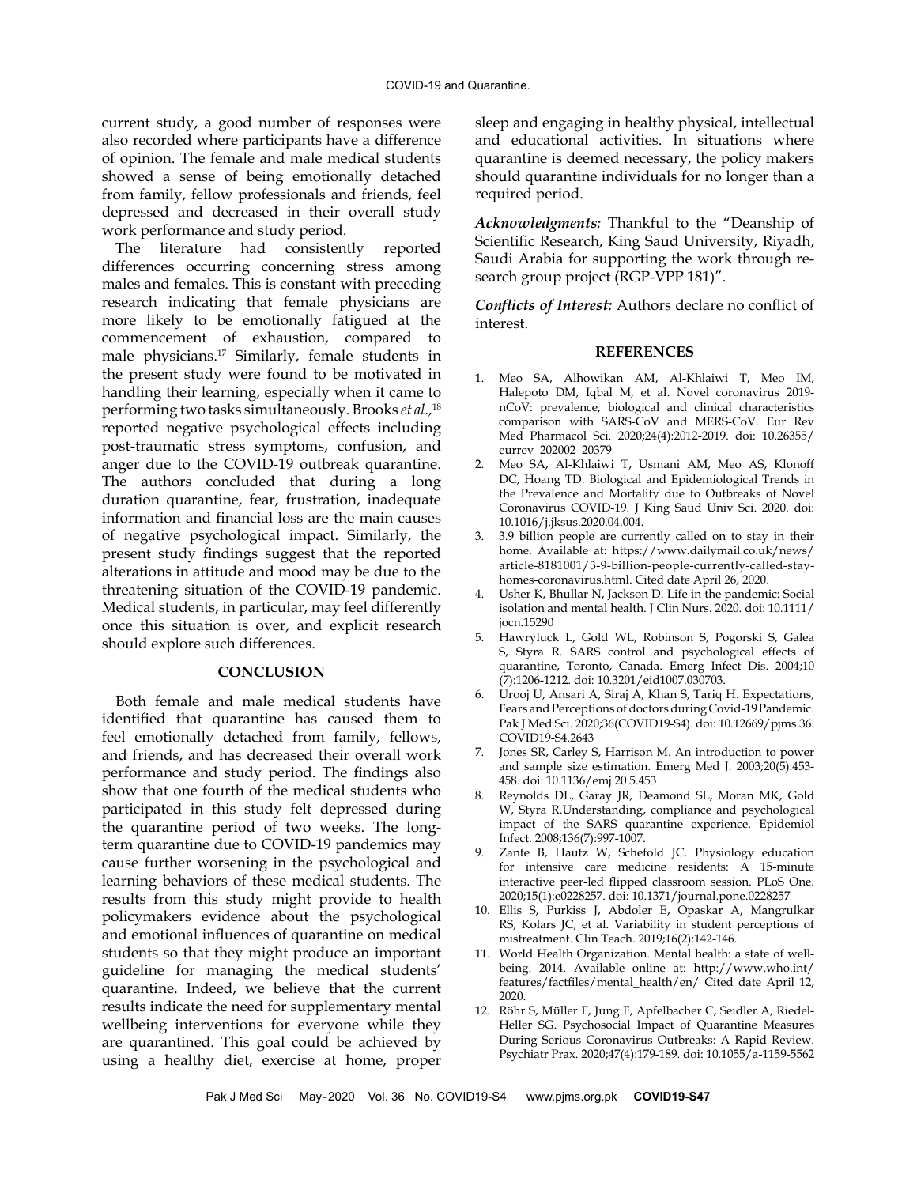current study, a good number of responses were also recorded where participants have a difference of opinion. The female and male medical students showed a sense of being emotionally detached from family, fellow professionals and friends, feel depressed and decreased in their overall study work performance and study period.

The literature had consistently reported differences occurring concerning stress among males and females. This is constant with preceding research indicating that female physicians are more likely to be emotionally fatigued at the commencement of exhaustion, compared to male physicians.[17] Similarly, female students in the present study were found to be motivated in handling their learning, especially when it came to performing two tasks simultaneously. Brooks *et al.*,[18] reported negative psychological effects including post-traumatic stress symptoms, confusion, and anger due to the COVID-19 outbreak quarantine. The authors concluded that during a long duration quarantine, fear, frustration, inadequate information and financial loss are the main causes of negative psychological impact. Similarly, the present study findings suggest that the reported alterations in attitude and mood may be due to the threatening situation of the COVID-19 pandemic. Medical students, in particular, may feel differently once this situation is over, and explicit research should explore such differences.

## CONCLUSION

Both female and male medical students have identified that quarantine has caused them to feel emotionally detached from family, fellows, and friends, and has decreased their overall work performance and study period. The findings also show that one fourth of the medical students who participated in this study felt depressed during the quarantine period of two weeks. The long-term quarantine due to COVID-19 pandemics may cause further worsening in the psychological and learning behaviors of these medical students. The results from this study might provide to health policymakers evidence about the psychological and emotional influences of quarantine on medical students so that they might produce an important guideline for managing the medical students' quarantine. Indeed, we believe that the current results indicate the need for supplementary mental wellbeing interventions for everyone while they are quarantined. This goal could be achieved by using a healthy diet, exercise at home, proper sleep and engaging in healthy physical, intellectual and educational activities. In situations where quarantine is deemed necessary, the policy makers should quarantine individuals for no longer than a required period.

***Acknowledgments:*** Thankful to the "Deanship of Scientific Research, King Saud University, Riyadh, Saudi Arabia for supporting the work through research group project (RGP-VPP 181)".

***Conflicts of Interest:*** Authors declare no conflict of interest.

## REFERENCES

1. Meo SA, Alhowikan AM, Al-Khlaiwi T, Meo IM, Halepoto DM, Iqbal M, et al. Novel coronavirus 2019-nCoV: prevalence, biological and clinical characteristics comparison with SARS-CoV and MERS-CoV. Eur Rev Med Pharmacol Sci. 2020;24(4):2012-2019. doi: 10.26355/eurrev_202002_20379
2. Meo SA, Al-Khlaiwi T, Usmani AM, Meo AS, Klonoff DC, Hoang TD. Biological and Epidemiological Trends in the Prevalence and Mortality due to Outbreaks of Novel Coronavirus COVID-19. J King Saud Univ Sci. 2020. doi: 10.1016/j.jksus.2020.04.004.
3. 3.9 billion people are currently called on to stay in their home. Available at: https://www.dailymail.co.uk/news/article-8181001/3-9-billion-people-currently-called-stay-homes-coronavirus.html. Cited date April 26, 2020.
4. Usher K, Bhullar N, Jackson D. Life in the pandemic: Social isolation and mental health. J Clin Nurs. 2020. doi: 10.1111/jocn.15290
5. Hawryluck L, Gold WL, Robinson S, Pogorski S, Galea S, Styra R. SARS control and psychological effects of quarantine, Toronto, Canada. Emerg Infect Dis. 2004;10(7):1206-1212. doi: 10.3201/eid1007.030703.
6. Urooj U, Ansari A, Siraj A, Khan S, Tariq H. Expectations, Fears and Perceptions of doctors during Covid-19 Pandemic. Pak J Med Sci. 2020;36(COVID19-S4). doi: 10.12669/pjms.36.COVID19-S4.2643
7. Jones SR, Carley S, Harrison M. An introduction to power and sample size estimation. Emerg Med J. 2003;20(5):453-458. doi: 10.1136/emj.20.5.453
8. Reynolds DL, Garay JR, Deamond SL, Moran MK, Gold W, Styra R.Understanding, compliance and psychological impact of the SARS quarantine experience. Epidemiol Infect. 2008;136(7):997-1007.
9. Zante B, Hautz W, Schefold JC. Physiology education for intensive care medicine residents: A 15-minute interactive peer-led flipped classroom session. PLoS One. 2020;15(1):e0228257. doi: 10.1371/journal.pone.0228257
10. Ellis S, Purkiss J, Abdoler E, Opaskar A, Mangrulkar RS, Kolars JC, et al. Variability in student perceptions of mistreatment. Clin Teach. 2019;16(2):142-146.
11. World Health Organization. Mental health: a state of well-being. 2014. Available online at: http://www.who.int/features/factfiles/mental_health/en/ Cited date April 12, 2020.
12. Röhr S, Müller F, Jung F, Apfelbacher C, Seidler A, Riedel-Heller SG. Psychosocial Impact of Quarantine Measures During Serious Coronavirus Outbreaks: A Rapid Review. Psychiatr Prax. 2020;47(4):179-189. doi: 10.1055/a-1159-5562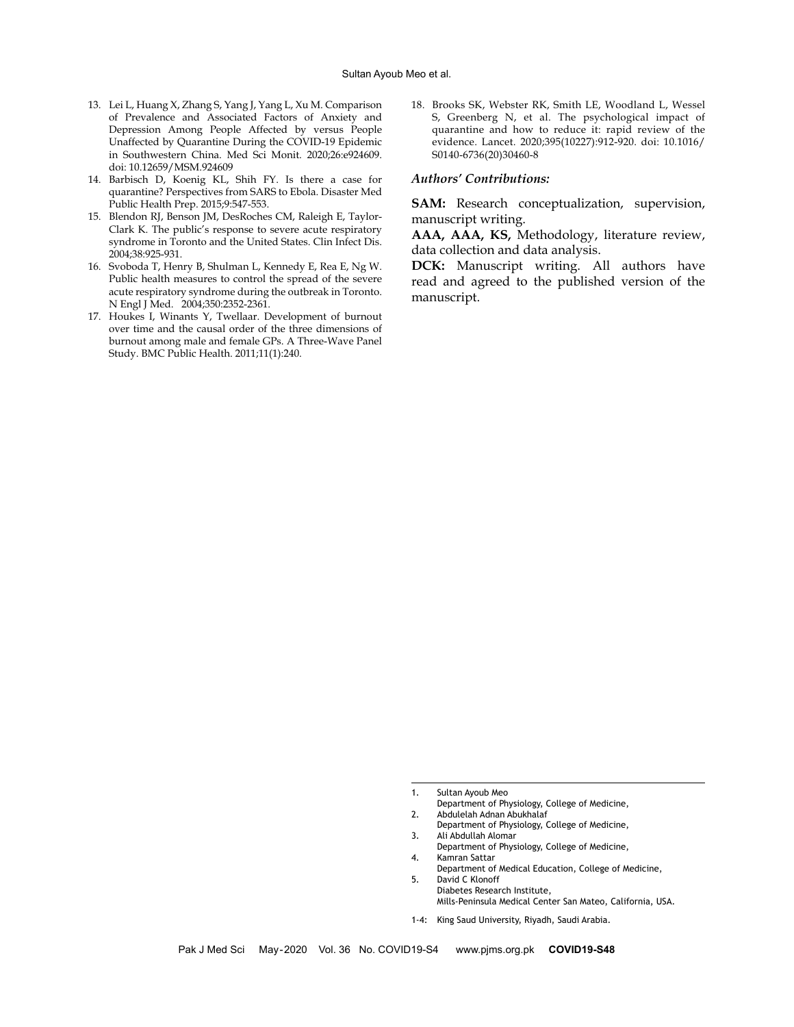13. Lei L, Huang X, Zhang S, Yang J, Yang L, Xu M. Comparison of Prevalence and Associated Factors of Anxiety and Depression Among People Affected by versus People Unaffected by Quarantine During the COVID-19 Epidemic in Southwestern China. Med Sci Monit. 2020;26:e924609. doi: 10.12659/MSM.924609
14. Barbisch D, Koenig KL, Shih FY. Is there a case for quarantine? Perspectives from SARS to Ebola. Disaster Med Public Health Prep. 2015;9:547-553.
15. Blendon RJ, Benson JM, DesRoches CM, Raleigh E, Taylor-Clark K. The public's response to severe acute respiratory syndrome in Toronto and the United States. Clin Infect Dis. 2004;38:925-931.
16. Svoboda T, Henry B, Shulman L, Kennedy E, Rea E, Ng W. Public health measures to control the spread of the severe acute respiratory syndrome during the outbreak in Toronto. N Engl J Med. 2004;350:2352-2361.
17. Houkes I, Winants Y, Twellaar. Development of burnout over time and the causal order of the three dimensions of burnout among male and female GPs. A Three-Wave Panel Study. BMC Public Health. 2011;11(1):240.
18. Brooks SK, Webster RK, Smith LE, Woodland L, Wessel S, Greenberg N, et al. The psychological impact of quarantine and how to reduce it: rapid review of the evidence. Lancet. 2020;395(10227):912-920. doi: 10.1016/S0140-6736(20)30460-8

*Authors' Contributions:*

**SAM:** Research conceptualization, supervision, manuscript writing.

**AAA, AAA, KS,** Methodology, literature review, data collection and data analysis.

**DCK:** Manuscript writing. All authors have read and agreed to the published version of the manuscript.

---

1. Sultan Ayoub Meo
   Department of Physiology, College of Medicine,
2. Abdulelah Adnan Abukhalaf
   Department of Physiology, College of Medicine,
3. Ali Abdullah Alomar
   Department of Physiology, College of Medicine,
4. Kamran Sattar
   Department of Medical Education, College of Medicine,
5. David C Klonoff
   Diabetes Research Institute,
   Mills-Peninsula Medical Center San Mateo, California, USA.

1-4: King Saud University, Riyadh, Saudi Arabia.